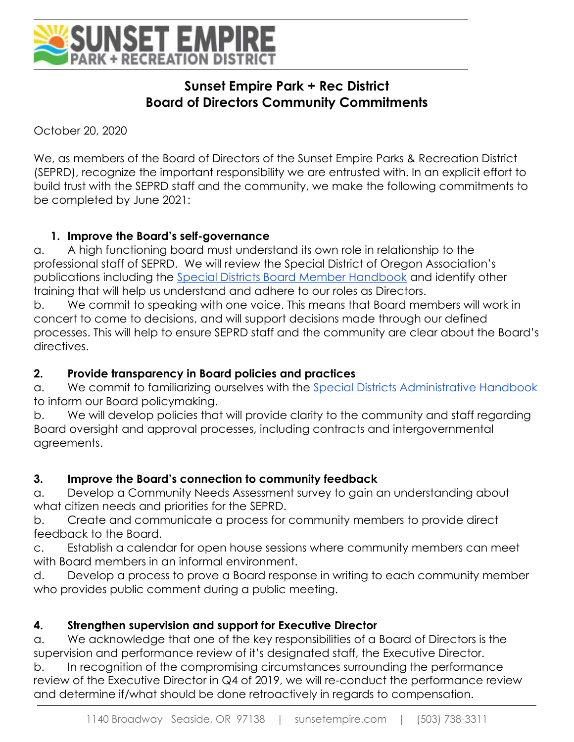# Sunset Empire Park + Rec District
## Board of Directors Community Commitments

October 20, 2020

We, as members of the Board of Directors of the Sunset Empire Parks & Recreation District (SEPRD), recognize the important responsibility we are entrusted with. In an explicit effort to build trust with the SEPRD staff and the community, we make the following commitments to be completed by June 2021:

### 1. Improve the Board's self-governance

a. A high functioning board must understand its own role in relationship to the professional staff of SEPRD. We will review the Special District of Oregon Association's publications including the [Special Districts Board Member Handbook]() and identify other training that will help us understand and adhere to our roles as Directors.

b. We commit to speaking with one voice. This means that Board members will work in concert to come to decisions, and will support decisions made through our defined processes. This will help to ensure SEPRD staff and the community are clear about the Board's directives.

### 2. Provide transparency in Board policies and practices

a. We commit to familiarizing ourselves with the [Special Districts Administrative Handbook]() to inform our Board policymaking.

b. We will develop policies that will provide clarity to the community and staff regarding Board oversight and approval processes, including contracts and intergovernmental agreements.

### 3. Improve the Board's connection to community feedback

a. Develop a Community Needs Assessment survey to gain an understanding about what citizen needs and priorities for the SEPRD.

b. Create and communicate a process for community members to provide direct feedback to the Board.

c. Establish a calendar for open house sessions where community members can meet with Board members in an informal environment.

d. Develop a process to prove a Board response in writing to each community member who provides public comment during a public meeting.

### 4. Strengthen supervision and support for Executive Director

a. We acknowledge that one of the key responsibilities of a Board of Directors is the supervision and performance review of it's designated staff, the Executive Director.

b. In recognition of the compromising circumstances surrounding the performance review of the Executive Director in Q4 of 2019, we will re-conduct the performance review and determine if/what should be done retroactively in regards to compensation.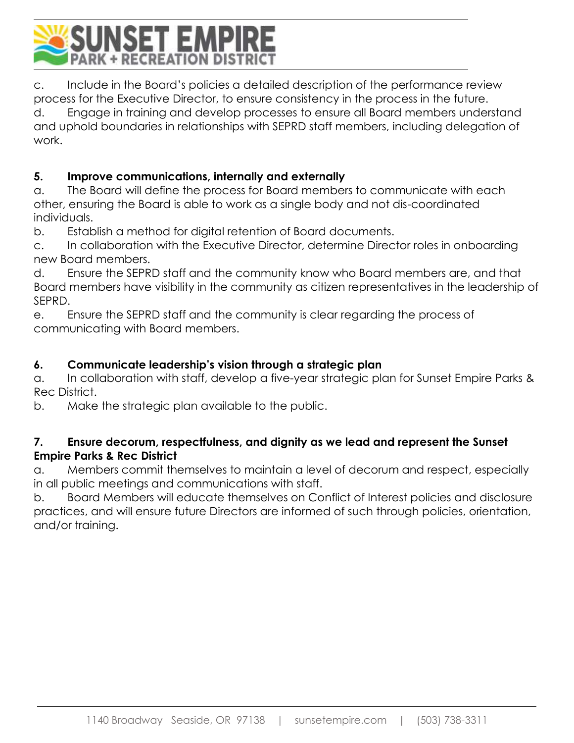c. Include in the Board's policies a detailed description of the performance review process for the Executive Director, to ensure consistency in the process in the future.

d. Engage in training and develop processes to ensure all Board members understand and uphold boundaries in relationships with SEPRD staff members, including delegation of work.

**5. Improve communications, internally and externally**

a. The Board will define the process for Board members to communicate with each other, ensuring the Board is able to work as a single body and not dis-coordinated individuals.

b. Establish a method for digital retention of Board documents.

c. In collaboration with the Executive Director, determine Director roles in onboarding new Board members.

d. Ensure the SEPRD staff and the community know who Board members are, and that Board members have visibility in the community as citizen representatives in the leadership of SEPRD.

e. Ensure the SEPRD staff and the community is clear regarding the process of communicating with Board members.

**6. Communicate leadership's vision through a strategic plan**

a. In collaboration with staff, develop a five-year strategic plan for Sunset Empire Parks & Rec District.

b. Make the strategic plan available to the public.

**7. Ensure decorum, respectfulness, and dignity as we lead and represent the Sunset Empire Parks & Rec District**

a. Members commit themselves to maintain a level of decorum and respect, especially in all public meetings and communications with staff.

b. Board Members will educate themselves on Conflict of Interest policies and disclosure practices, and will ensure future Directors are informed of such through policies, orientation, and/or training.